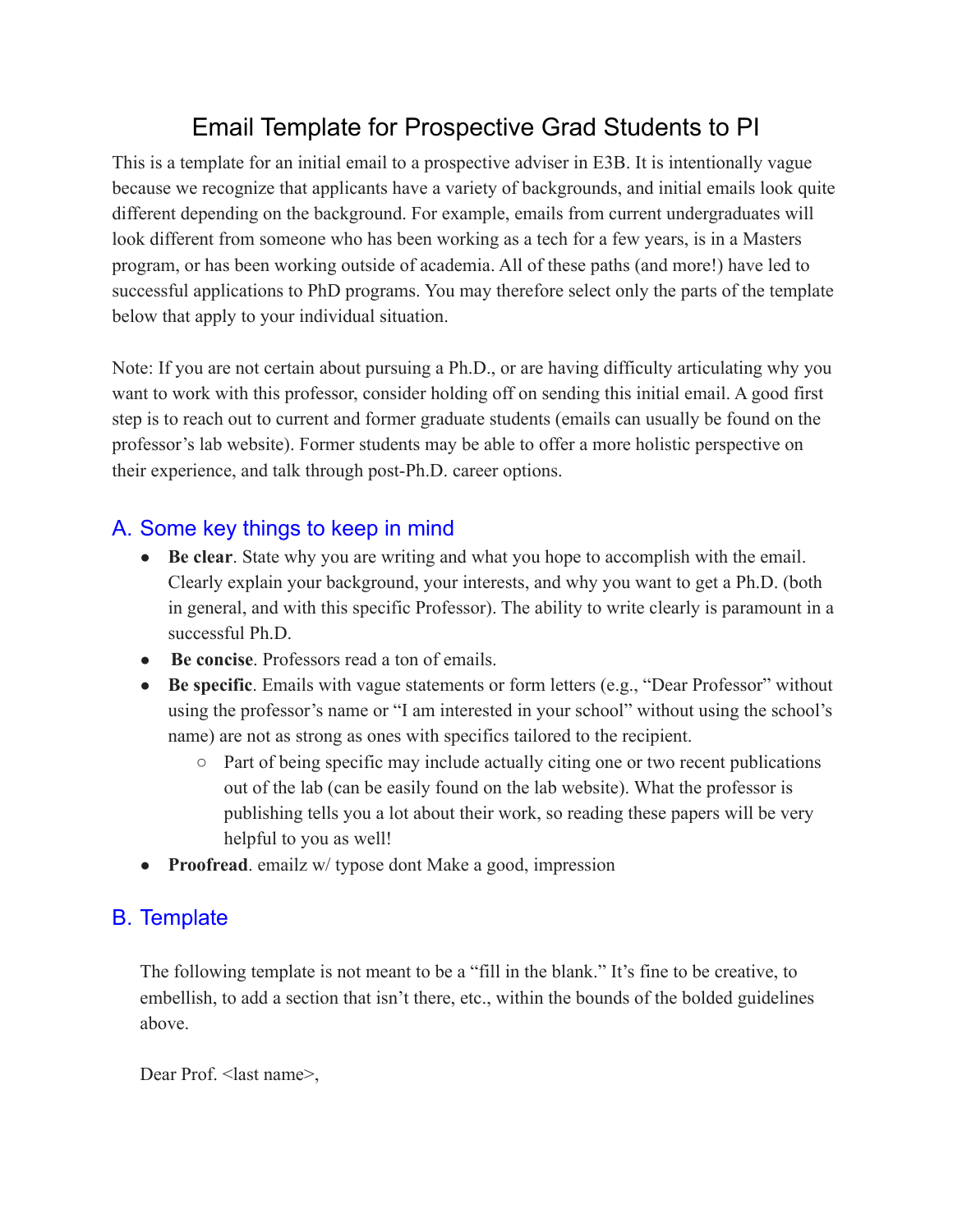# Email Template for Prospective Grad Students to PI

This is a template for an initial email to a prospective adviser in E3B. It is intentionally vague because we recognize that applicants have a variety of backgrounds, and initial emails look quite different depending on the background. For example, emails from current undergraduates will look different from someone who has been working as a tech for a few years, is in a Masters program, or has been working outside of academia. All of these paths (and more!) have led to successful applications to PhD programs. You may therefore select only the parts of the template below that apply to your individual situation.

Note: If you are not certain about pursuing a Ph.D., or are having difficulty articulating why you want to work with this professor, consider holding off on sending this initial email. A good first step is to reach out to current and former graduate students (emails can usually be found on the professor's lab website). Former students may be able to offer a more holistic perspective on their experience, and talk through post-Ph.D. career options.

## A. Some key things to keep in mind

- **Be clear**. State why you are writing and what you hope to accomplish with the email. Clearly explain your background, your interests, and why you want to get a Ph.D. (both in general, and with this specific Professor). The ability to write clearly is paramount in a successful Ph.D.
- **Be concise**. Professors read a ton of emails.
- **Be specific**. Emails with vague statements or form letters (e.g., "Dear Professor" without using the professor's name or "I am interested in your school" without using the school's name) are not as strong as ones with specifics tailored to the recipient.
  - Part of being specific may include actually citing one or two recent publications out of the lab (can be easily found on the lab website). What the professor is publishing tells you a lot about their work, so reading these papers will be very helpful to you as well!
- **Proofread**. emailz w/ typose dont Make a good, impression

## B. Template

The following template is not meant to be a "fill in the blank." It's fine to be creative, to embellish, to add a section that isn't there, etc., within the bounds of the bolded guidelines above.

Dear Prof. <last name>,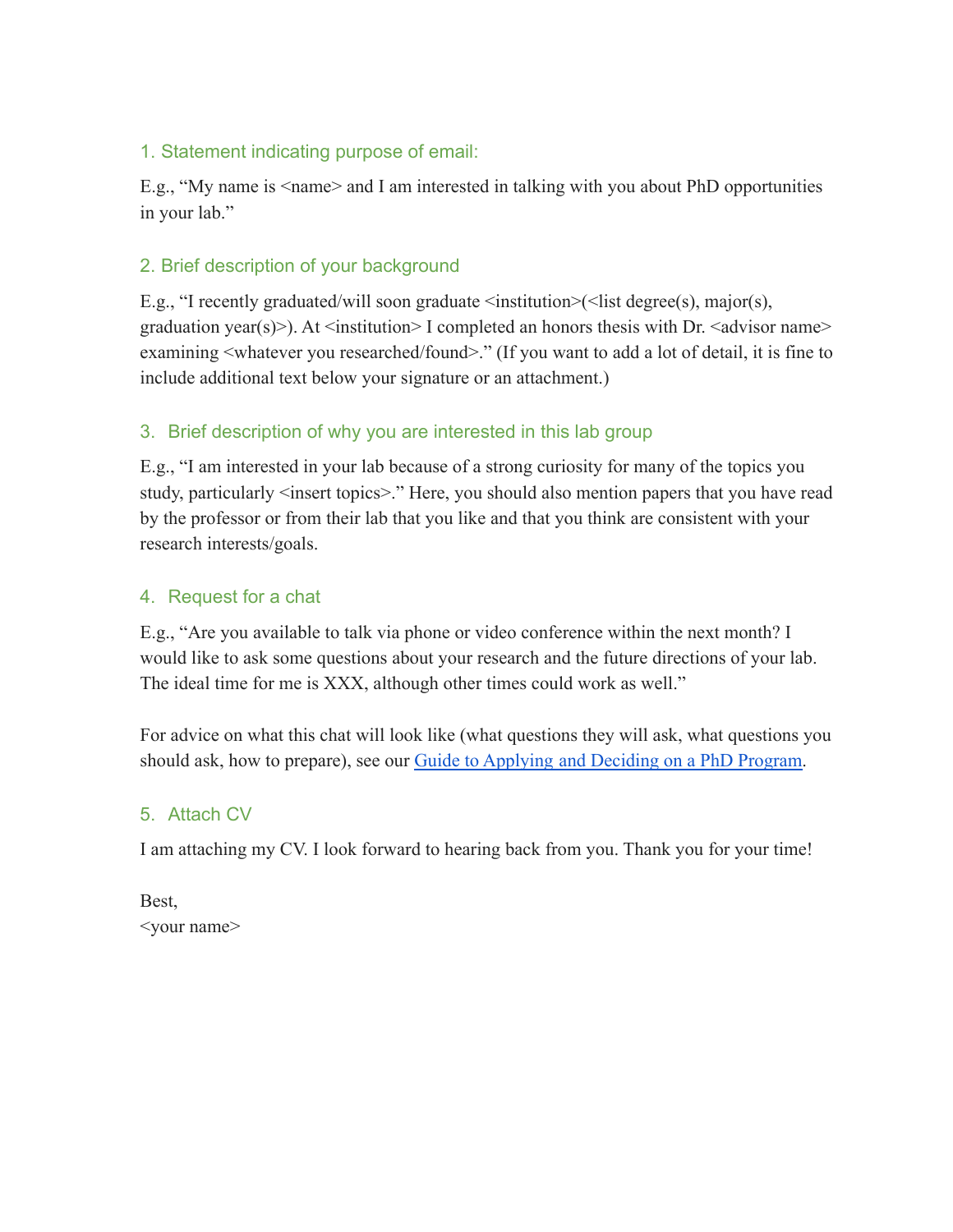### 1. Statement indicating purpose of email:

E.g., "My name is <name> and I am interested in talking with you about PhD opportunities in your lab."

### 2. Brief description of your background

E.g., "I recently graduated/will soon graduate <institution>(<list degree(s), major(s), graduation year(s)>). At <institution> I completed an honors thesis with Dr. <advisor name> examining <whatever you researched/found>." (If you want to add a lot of detail, it is fine to include additional text below your signature or an attachment.)

### 3. Brief description of why you are interested in this lab group

E.g., "I am interested in your lab because of a strong curiosity for many of the topics you study, particularly <insert topics>." Here, you should also mention papers that you have read by the professor or from their lab that you like and that you think are consistent with your research interests/goals.

### 4. Request for a chat

E.g., "Are you available to talk via phone or video conference within the next month? I would like to ask some questions about your research and the future directions of your lab. The ideal time for me is XXX, although other times could work as well."

For advice on what this chat will look like (what questions they will ask, what questions you should ask, how to prepare), see our [Guide to Applying and Deciding on a PhD Program](#).

### 5. Attach CV

I am attaching my CV. I look forward to hearing back from you. Thank you for your time!

Best,
<your name>